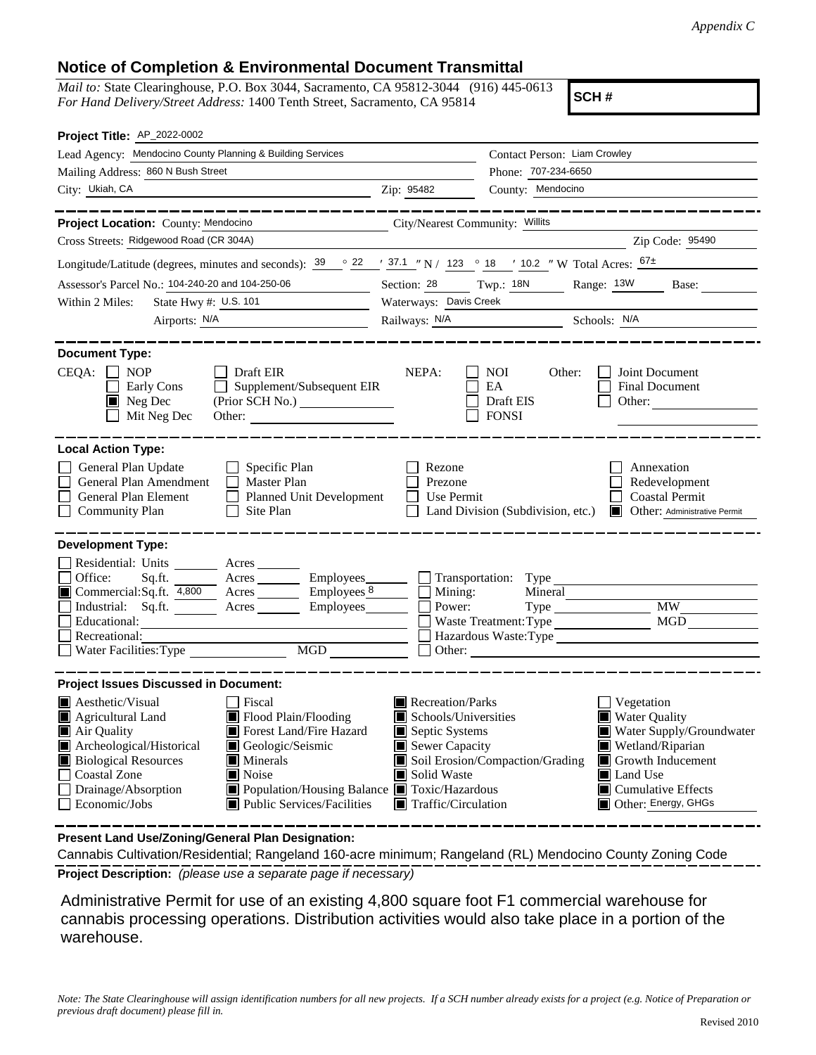*Appendix C*

## Notice of Completion & Environmental Document Transmittal

*Mail to:* State Clearinghouse, P.O. Box 3044, Sacramento, CA 95812-3044 (916) 445-0613
*For Hand Delivery/Street Address:* 1400 Tenth Street, Sacramento, CA 95814

**SCH #**

**Project Title:** AP_2022-0002

Lead Agency: Mendocino County Planning & Building Services
Contact Person: Liam Crowley
Mailing Address: 860 N Bush Street
Phone: 707-234-6650
City: Ukiah, CA
Zip: 95482
County: Mendocino

---

**Project Location:** County: Mendocino
City/Nearest Community: Willits
Cross Streets: Ridgewood Road (CR 304A)
Zip Code: 95490

Longitude/Latitude (degrees, minutes and seconds): 39 ° 22 ′ 37.1 ″ N / 123 ° 18 ′ 10.2 ″ W Total Acres: 67±

Assessor's Parcel No.: 104-240-20 and 104-250-06
Section: 28 Twp.: 18N Range: 13W Base:

Within 2 Miles: State Hwy #: U.S. 101
Waterways: Davis Creek
Airports: N/A
Railways: N/A
Schools: N/A

---

**Document Type:**

CEQA:
- [ ] NOP
- [ ] Early Cons
- [x] Neg Dec
- [ ] Mit Neg Dec
- [ ] Draft EIR
- [ ] Supplement/Subsequent EIR (Prior SCH No.)
- Other:

NEPA:
- [ ] NOI
- [ ] EA
- [ ] Draft EIS
- [ ] FONSI

Other:
- [ ] Joint Document
- [ ] Final Document
- [ ] Other:

---

**Local Action Type:**

- [ ] General Plan Update
- [ ] General Plan Amendment
- [ ] General Plan Element
- [ ] Community Plan
- [ ] Specific Plan
- [ ] Master Plan
- [ ] Planned Unit Development
- [ ] Site Plan
- [ ] Rezone
- [ ] Prezone
- [ ] Use Permit
- [ ] Land Division (Subdivision, etc.)
- [ ] Annexation
- [ ] Redevelopment
- [ ] Coastal Permit
- [x] Other: Administrative Permit

---

**Development Type:**

- [ ] Residential: Units Acres
- [ ] Office: Sq.ft. Acres Employees
- [x] Commercial: Sq.ft. 4,800 Acres Employees 8
- [ ] Industrial: Sq.ft. Acres Employees
- [ ] Educational:
- [ ] Recreational:
- [ ] Water Facilities: Type MGD
- [ ] Transportation: Type
- [ ] Mining: Mineral
- [ ] Power: Type MW
- [ ] Waste Treatment: Type MGD
- [ ] Hazardous Waste: Type
- [ ] Other:

---

**Project Issues Discussed in Document:**

- [x] Aesthetic/Visual
- [x] Agricultural Land
- [x] Air Quality
- [x] Archeological/Historical
- [x] Biological Resources
- [ ] Coastal Zone
- [ ] Drainage/Absorption
- [ ] Economic/Jobs
- [ ] Fiscal
- [x] Flood Plain/Flooding
- [x] Forest Land/Fire Hazard
- [x] Geologic/Seismic
- [x] Minerals
- [x] Noise
- [x] Population/Housing Balance
- [x] Public Services/Facilities
- [x] Recreation/Parks
- [x] Schools/Universities
- [x] Septic Systems
- [x] Sewer Capacity
- [x] Soil Erosion/Compaction/Grading
- [x] Solid Waste
- [x] Toxic/Hazardous
- [x] Traffic/Circulation
- [ ] Vegetation
- [x] Water Quality
- [x] Water Supply/Groundwater
- [x] Wetland/Riparian
- [x] Growth Inducement
- [x] Land Use
- [x] Cumulative Effects
- [x] Other: Energy, GHGs

---

**Present Land Use/Zoning/General Plan Designation:**

Cannabis Cultivation/Residential; Rangeland 160-acre minimum; Rangeland (RL) Mendocino County Zoning Code

**Project Description:** *(please use a separate page if necessary)*

Administrative Permit for use of an existing 4,800 square foot F1 commercial warehouse for cannabis processing operations. Distribution activities would also take place in a portion of the warehouse.

*Note: The State Clearinghouse will assign identification numbers for all new projects. If a SCH number already exists for a project (e.g. Notice of Preparation or previous draft document) please fill in.*

Revised 2010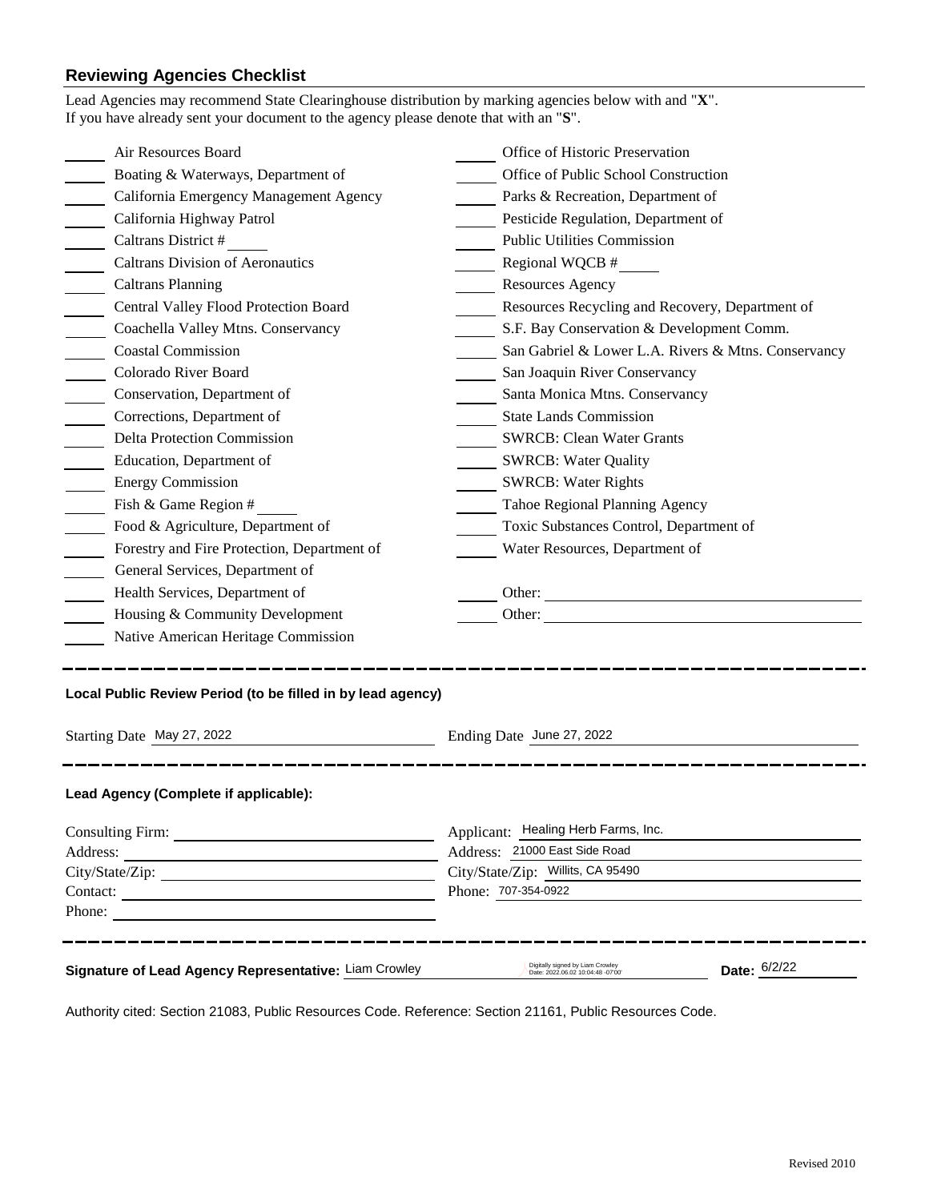## Reviewing Agencies Checklist

Lead Agencies may recommend State Clearinghouse distribution by marking agencies below with and "**X**".
If you have already sent your document to the agency please denote that with an "**S**".

| | |
|---|---|
| _____ Air Resources Board | _____ Office of Historic Preservation |
| _____ Boating & Waterways, Department of | _____ Office of Public School Construction |
| _____ California Emergency Management Agency | _____ Parks & Recreation, Department of |
| _____ California Highway Patrol | _____ Pesticide Regulation, Department of |
| _____ Caltrans District # _____ | _____ Public Utilities Commission |
| _____ Caltrans Division of Aeronautics | _____ Regional WQCB # _____ |
| _____ Caltrans Planning | _____ Resources Agency |
| _____ Central Valley Flood Protection Board | _____ Resources Recycling and Recovery, Department of |
| _____ Coachella Valley Mtns. Conservancy | _____ S.F. Bay Conservation & Development Comm. |
| _____ Coastal Commission | _____ San Gabriel & Lower L.A. Rivers & Mtns. Conservancy |
| _____ Colorado River Board | _____ San Joaquin River Conservancy |
| _____ Conservation, Department of | _____ Santa Monica Mtns. Conservancy |
| _____ Corrections, Department of | _____ State Lands Commission |
| _____ Delta Protection Commission | _____ SWRCB: Clean Water Grants |
| _____ Education, Department of | _____ SWRCB: Water Quality |
| _____ Energy Commission | _____ SWRCB: Water Rights |
| _____ Fish & Game Region # _____ | _____ Tahoe Regional Planning Agency |
| _____ Food & Agriculture, Department of | _____ Toxic Substances Control, Department of |
| _____ Forestry and Fire Protection, Department of | _____ Water Resources, Department of |
| _____ General Services, Department of | |
| _____ Health Services, Department of | _____ Other: _____ |
| _____ Housing & Community Development | _____ Other: _____ |
| _____ Native American Heritage Commission | |

---

**Local Public Review Period (to be filled in by lead agency)**

Starting Date May 27, 2022　　　Ending Date June 27, 2022

---

**Lead Agency (Complete if applicable):**

| | |
|---|---|
| Consulting Firm: | Applicant: Healing Herb Farms, Inc. |
| Address: | Address: 21000 East Side Road |
| City/State/Zip: | City/State/Zip: Willits, CA 95490 |
| Contact: | Phone: 707-354-0922 |
| Phone: | |

---

**Signature of Lead Agency Representative:** Liam Crowley　Digitally signed by Liam Crowley Date: 2022.06.02 10:04:48 -07'00'　**Date:** 6/2/22

Authority cited: Section 21083, Public Resources Code. Reference: Section 21161, Public Resources Code.

Revised 2010